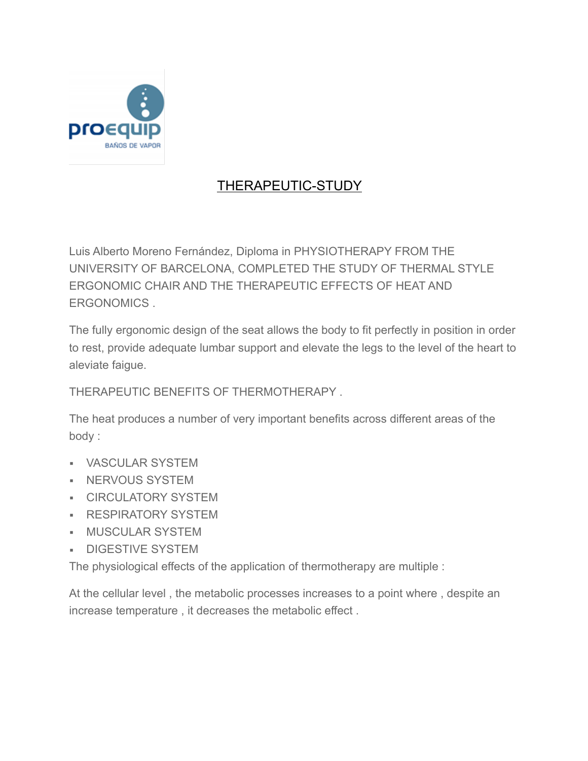# THERAPEUTIC-STUDY

Luis Alberto Moreno Fernández, Diploma in PHYSIOTHERAPY FROM THE UNIVERSITY OF BARCELONA, COMPLETED THE STUDY OF THERMAL STYLE ERGONOMIC CHAIR AND THE THERAPEUTIC EFFECTS OF HEAT AND ERGONOMICS .

The fully ergonomic design of the seat allows the body to fit perfectly in position in order to rest, provide adequate lumbar support and elevate the legs to the level of the heart to aleviate faigue.

THERAPEUTIC BENEFITS OF THERMOTHERAPY .

The heat produces a number of very important benefits across different areas of the body :

- VASCULAR SYSTEM
- NERVOUS SYSTEM
- CIRCULATORY SYSTEM
- RESPIRATORY SYSTEM
- MUSCULAR SYSTEM
- DIGESTIVE SYSTEM

The physiological effects of the application of thermotherapy are multiple :

At the cellular level , the metabolic processes increases to a point where , despite an increase temperature , it decreases the metabolic effect .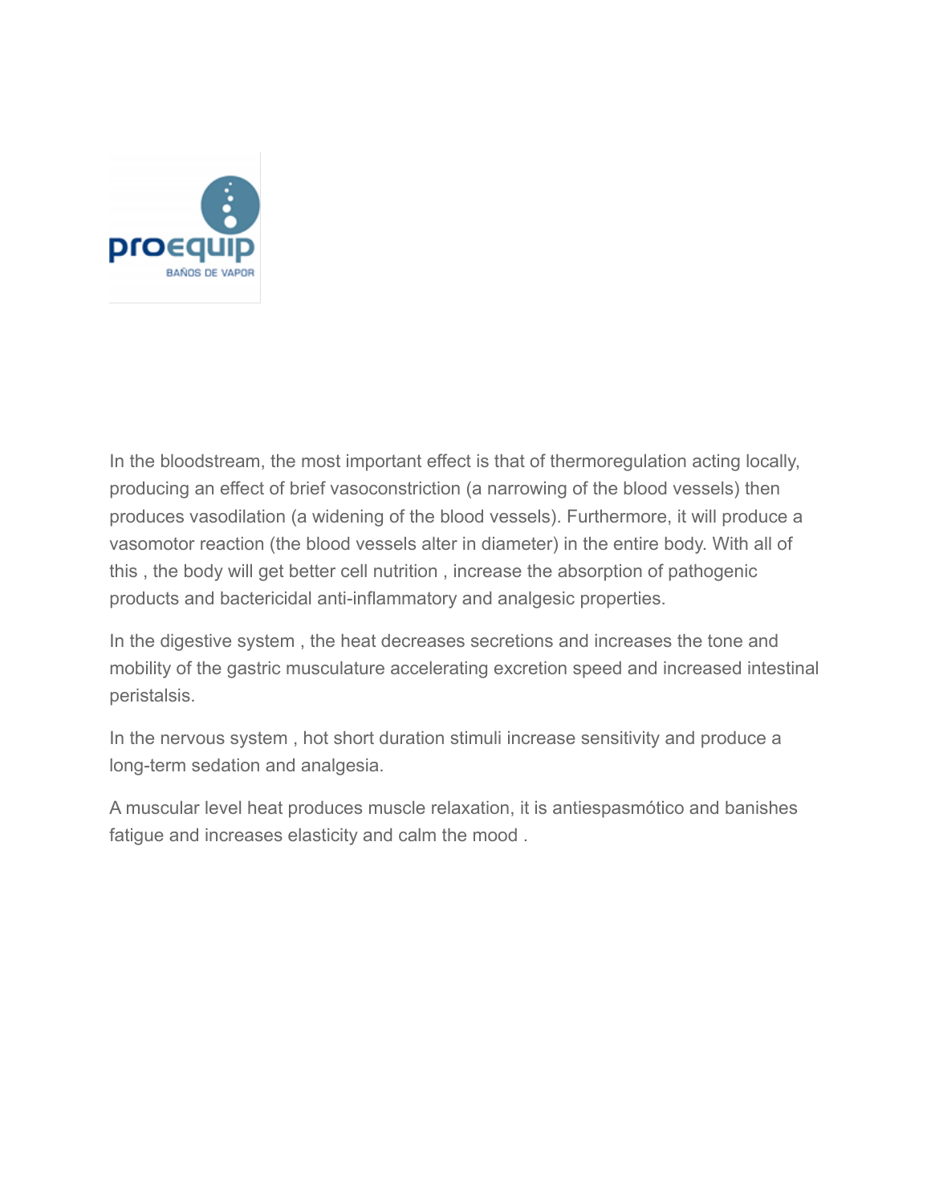In the bloodstream, the most important effect is that of thermoregulation acting locally, producing an effect of brief vasoconstriction (a narrowing of the blood vessels) then produces vasodilation (a widening of the blood vessels). Furthermore, it will produce a vasomotor reaction (the blood vessels alter in diameter) in the entire body. With all of this , the body will get better cell nutrition , increase the absorption of pathogenic products and bactericidal anti-inflammatory and analgesic properties.

In the digestive system , the heat decreases secretions and increases the tone and mobility of the gastric musculature accelerating excretion speed and increased intestinal peristalsis.

In the nervous system , hot short duration stimuli increase sensitivity and produce a long-term sedation and analgesia.

A muscular level heat produces muscle relaxation, it is antiespasmótico and banishes fatigue and increases elasticity and calm the mood .